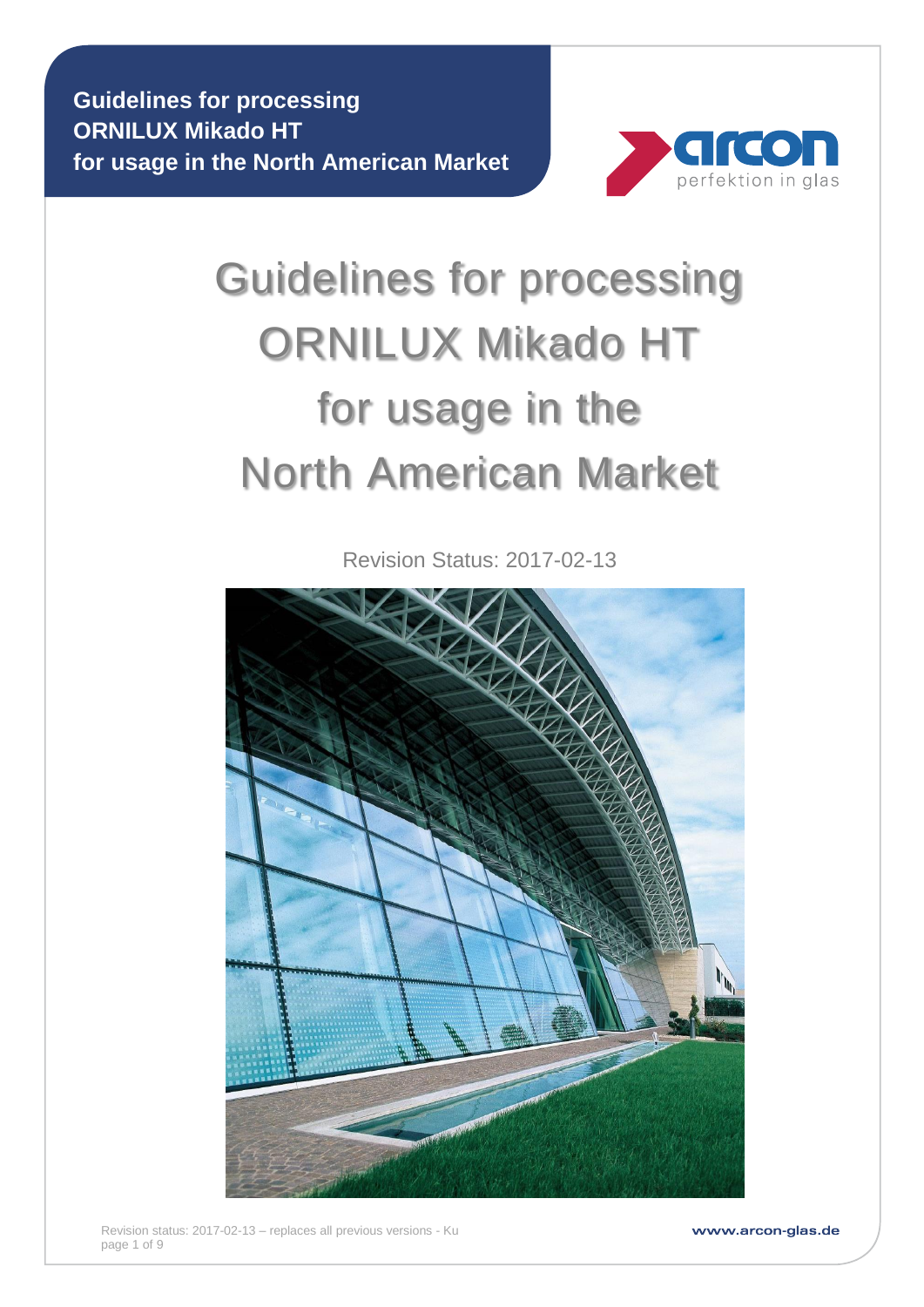**Guidelines for processing**
**ORNILUX Mikado HT**
**for usage in the North American Market**

# Guidelines for processing ORNILUX Mikado HT for usage in the North American Market

Revision Status: 2017-02-13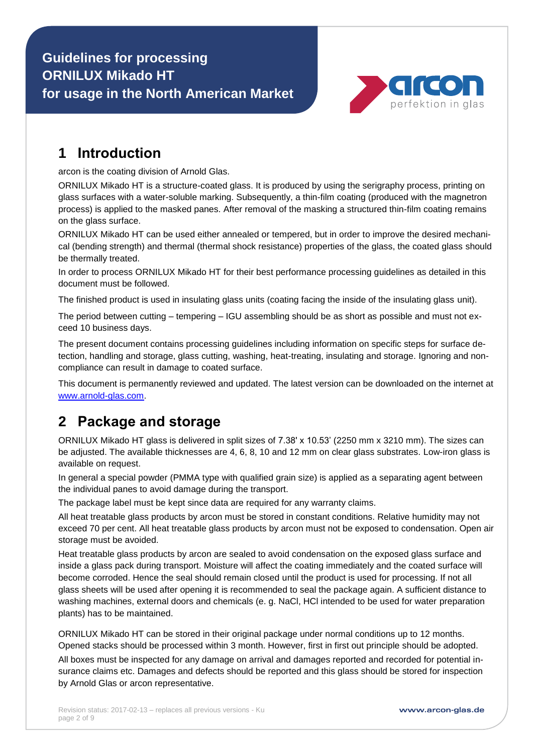# Guidelines for processing ORNILUX Mikado HT for usage in the North American Market

## 1 Introduction

arcon is the coating division of Arnold Glas.

ORNILUX Mikado HT is a structure-coated glass. It is produced by using the serigraphy process, printing on glass surfaces with a water-soluble marking. Subsequently, a thin-film coating (produced with the magnetron process) is applied to the masked panes. After removal of the masking a structured thin-film coating remains on the glass surface.

ORNILUX Mikado HT can be used either annealed or tempered, but in order to improve the desired mechanical (bending strength) and thermal (thermal shock resistance) properties of the glass, the coated glass should be thermally treated.

In order to process ORNILUX Mikado HT for their best performance processing guidelines as detailed in this document must be followed.

The finished product is used in insulating glass units (coating facing the inside of the insulating glass unit).

The period between cutting – tempering – IGU assembling should be as short as possible and must not exceed 10 business days.

The present document contains processing guidelines including information on specific steps for surface detection, handling and storage, glass cutting, washing, heat-treating, insulating and storage. Ignoring and non-compliance can result in damage to coated surface.

This document is permanently reviewed and updated. The latest version can be downloaded on the internet at www.arnold-glas.com.

## 2 Package and storage

ORNILUX Mikado HT glass is delivered in split sizes of 7.38' x 10.53' (2250 mm x 3210 mm). The sizes can be adjusted. The available thicknesses are 4, 6, 8, 10 and 12 mm on clear glass substrates. Low-iron glass is available on request.

In general a special powder (PMMA type with qualified grain size) is applied as a separating agent between the individual panes to avoid damage during the transport.

The package label must be kept since data are required for any warranty claims.

All heat treatable glass products by arcon must be stored in constant conditions. Relative humidity may not exceed 70 per cent. All heat treatable glass products by arcon must not be exposed to condensation. Open air storage must be avoided.

Heat treatable glass products by arcon are sealed to avoid condensation on the exposed glass surface and inside a glass pack during transport. Moisture will affect the coating immediately and the coated surface will become corroded. Hence the seal should remain closed until the product is used for processing. If not all glass sheets will be used after opening it is recommended to seal the package again. A sufficient distance to washing machines, external doors and chemicals (e. g. NaCl, HCl intended to be used for water preparation plants) has to be maintained.

ORNILUX Mikado HT can be stored in their original package under normal conditions up to 12 months. Opened stacks should be processed within 3 month. However, first in first out principle should be adopted.

All boxes must be inspected for any damage on arrival and damages reported and recorded for potential insurance claims etc. Damages and defects should be reported and this glass should be stored for inspection by Arnold Glas or arcon representative.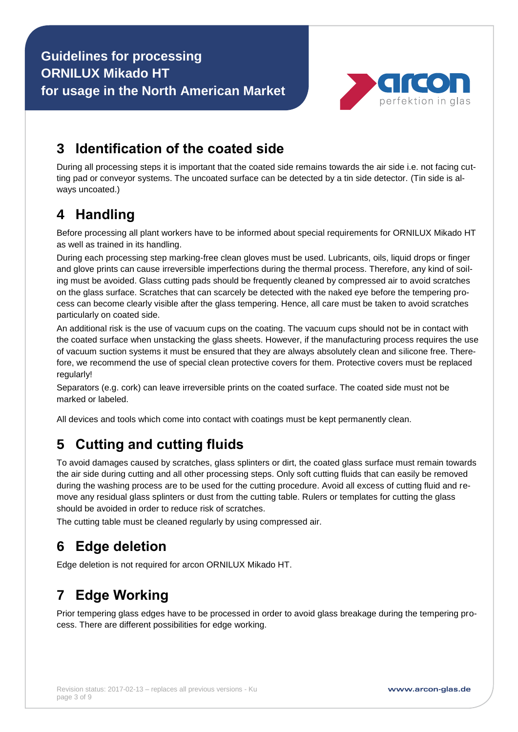## 3 Identification of the coated side

During all processing steps it is important that the coated side remains towards the air side i.e. not facing cutting pad or conveyor systems. The uncoated surface can be detected by a tin side detector. (Tin side is always uncoated.)

## 4 Handling

Before processing all plant workers have to be informed about special requirements for ORNILUX Mikado HT as well as trained in its handling.

During each processing step marking-free clean gloves must be used. Lubricants, oils, liquid drops or finger and glove prints can cause irreversible imperfections during the thermal process. Therefore, any kind of soiling must be avoided. Glass cutting pads should be frequently cleaned by compressed air to avoid scratches on the glass surface. Scratches that can scarcely be detected with the naked eye before the tempering process can become clearly visible after the glass tempering. Hence, all care must be taken to avoid scratches particularly on coated side.

An additional risk is the use of vacuum cups on the coating. The vacuum cups should not be in contact with the coated surface when unstacking the glass sheets. However, if the manufacturing process requires the use of vacuum suction systems it must be ensured that they are always absolutely clean and silicone free. Therefore, we recommend the use of special clean protective covers for them. Protective covers must be replaced regularly!

Separators (e.g. cork) can leave irreversible prints on the coated surface. The coated side must not be marked or labeled.

All devices and tools which come into contact with coatings must be kept permanently clean.

## 5 Cutting and cutting fluids

To avoid damages caused by scratches, glass splinters or dirt, the coated glass surface must remain towards the air side during cutting and all other processing steps. Only soft cutting fluids that can easily be removed during the washing process are to be used for the cutting procedure. Avoid all excess of cutting fluid and remove any residual glass splinters or dust from the cutting table. Rulers or templates for cutting the glass should be avoided in order to reduce risk of scratches.

The cutting table must be cleaned regularly by using compressed air.

## 6 Edge deletion

Edge deletion is not required for arcon ORNILUX Mikado HT.

## 7 Edge Working

Prior tempering glass edges have to be processed in order to avoid glass breakage during the tempering process. There are different possibilities for edge working.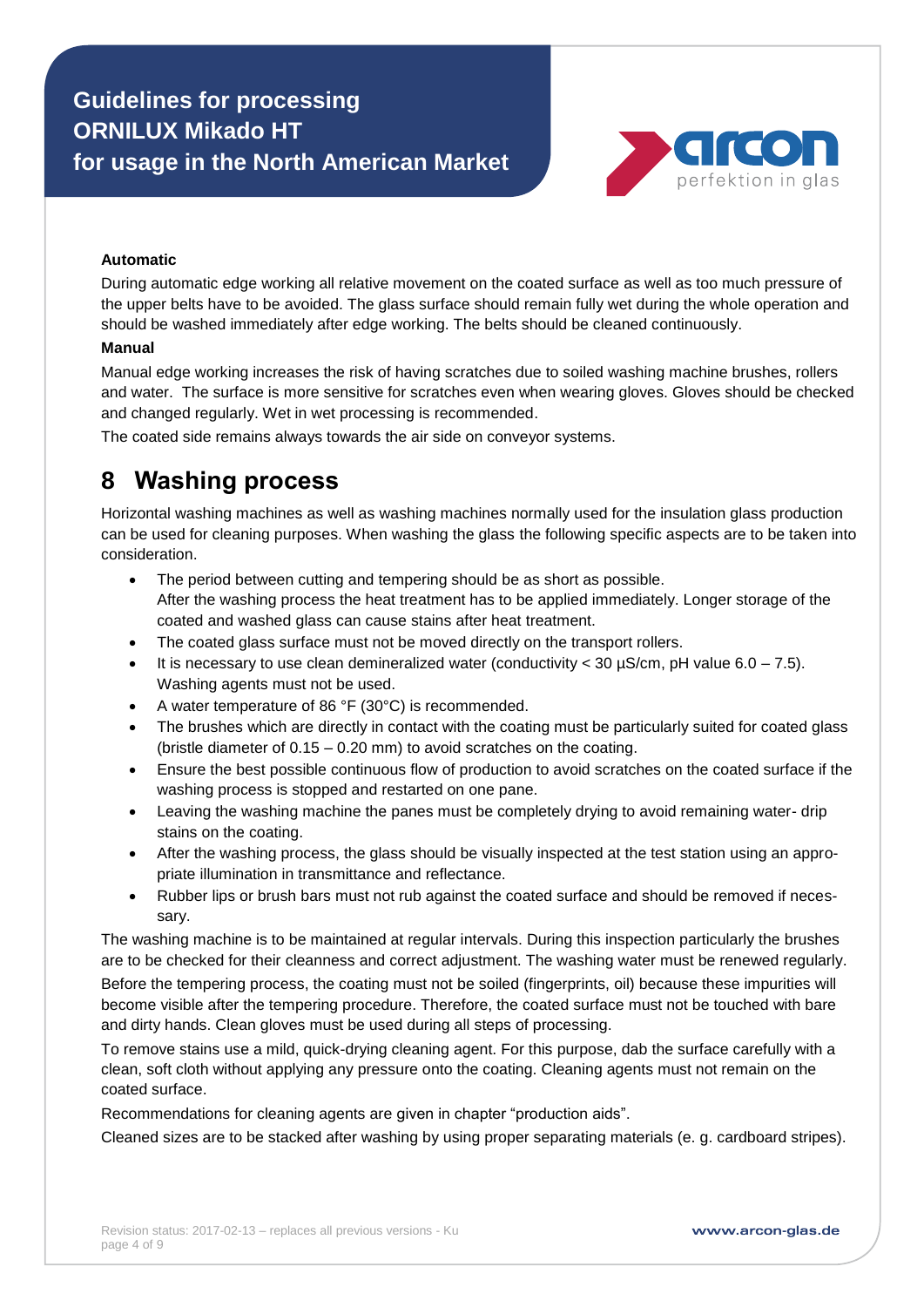**Automatic**

During automatic edge working all relative movement on the coated surface as well as too much pressure of the upper belts have to be avoided. The glass surface should remain fully wet during the whole operation and should be washed immediately after edge working. The belts should be cleaned continuously.

**Manual**

Manual edge working increases the risk of having scratches due to soiled washing machine brushes, rollers and water. The surface is more sensitive for scratches even when wearing gloves. Gloves should be checked and changed regularly. Wet in wet processing is recommended.

The coated side remains always towards the air side on conveyor systems.

# 8 Washing process

Horizontal washing machines as well as washing machines normally used for the insulation glass production can be used for cleaning purposes. When washing the glass the following specific aspects are to be taken into consideration.

- The period between cutting and tempering should be as short as possible.
  After the washing process the heat treatment has to be applied immediately. Longer storage of the coated and washed glass can cause stains after heat treatment.
- The coated glass surface must not be moved directly on the transport rollers.
- It is necessary to use clean demineralized water (conductivity < 30 µS/cm, pH value 6.0 – 7.5). Washing agents must not be used.
- A water temperature of 86 °F (30°C) is recommended.
- The brushes which are directly in contact with the coating must be particularly suited for coated glass (bristle diameter of 0.15 – 0.20 mm) to avoid scratches on the coating.
- Ensure the best possible continuous flow of production to avoid scratches on the coated surface if the washing process is stopped and restarted on one pane.
- Leaving the washing machine the panes must be completely drying to avoid remaining water- drip stains on the coating.
- After the washing process, the glass should be visually inspected at the test station using an appropriate illumination in transmittance and reflectance.
- Rubber lips or brush bars must not rub against the coated surface and should be removed if necessary.

The washing machine is to be maintained at regular intervals. During this inspection particularly the brushes are to be checked for their cleanness and correct adjustment. The washing water must be renewed regularly.

Before the tempering process, the coating must not be soiled (fingerprints, oil) because these impurities will become visible after the tempering procedure. Therefore, the coated surface must not be touched with bare and dirty hands. Clean gloves must be used during all steps of processing.

To remove stains use a mild, quick-drying cleaning agent. For this purpose, dab the surface carefully with a clean, soft cloth without applying any pressure onto the coating. Cleaning agents must not remain on the coated surface.

Recommendations for cleaning agents are given in chapter "production aids".

Cleaned sizes are to be stacked after washing by using proper separating materials (e. g. cardboard stripes).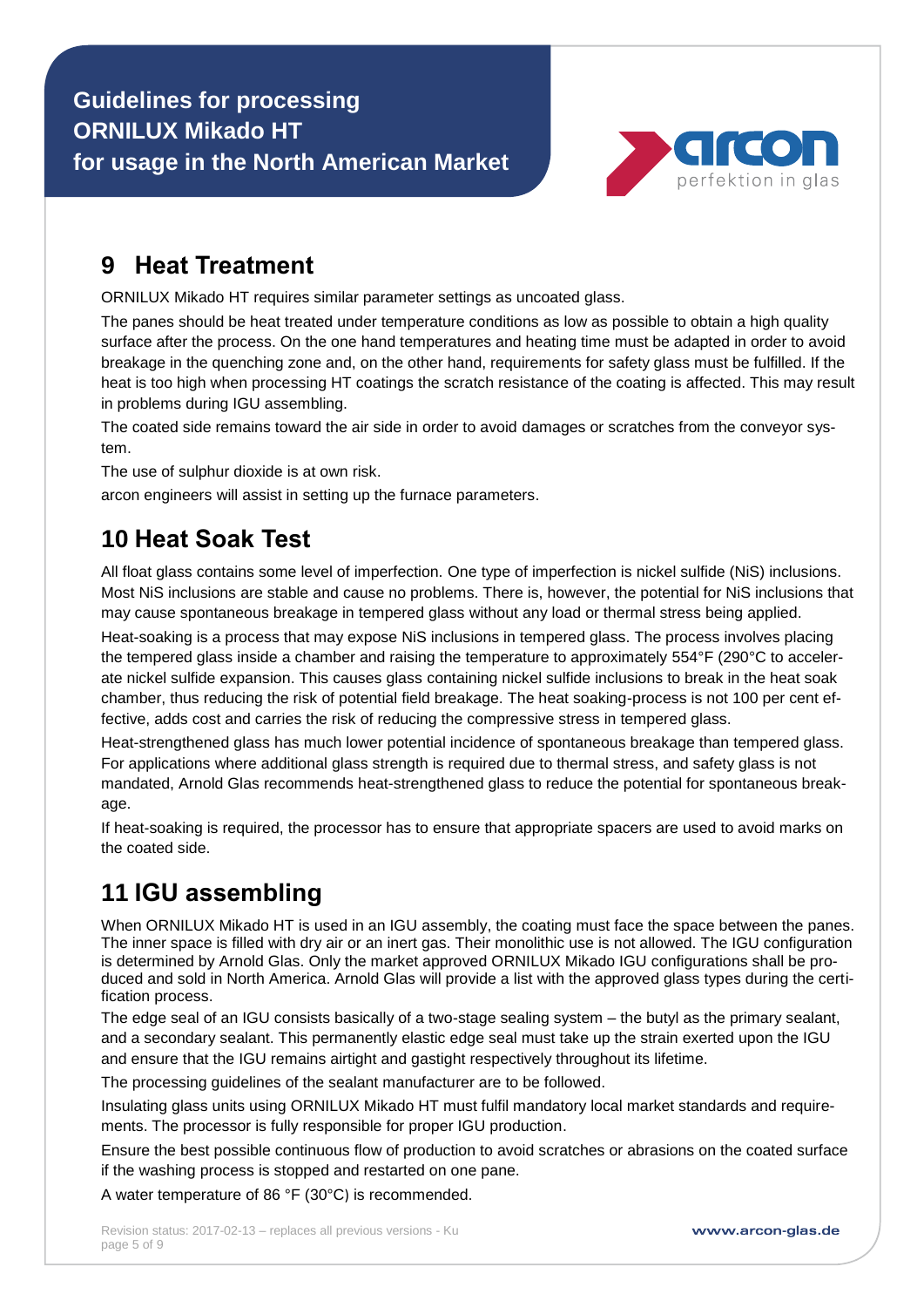## 9 Heat Treatment

ORNILUX Mikado HT requires similar parameter settings as uncoated glass.

The panes should be heat treated under temperature conditions as low as possible to obtain a high quality surface after the process. On the one hand temperatures and heating time must be adapted in order to avoid breakage in the quenching zone and, on the other hand, requirements for safety glass must be fulfilled. If the heat is too high when processing HT coatings the scratch resistance of the coating is affected. This may result in problems during IGU assembling.

The coated side remains toward the air side in order to avoid damages or scratches from the conveyor system.

The use of sulphur dioxide is at own risk.

arcon engineers will assist in setting up the furnace parameters.

## 10 Heat Soak Test

All float glass contains some level of imperfection. One type of imperfection is nickel sulfide (NiS) inclusions. Most NiS inclusions are stable and cause no problems. There is, however, the potential for NiS inclusions that may cause spontaneous breakage in tempered glass without any load or thermal stress being applied.

Heat-soaking is a process that may expose NiS inclusions in tempered glass. The process involves placing the tempered glass inside a chamber and raising the temperature to approximately 554°F (290°C to accelerate nickel sulfide expansion. This causes glass containing nickel sulfide inclusions to break in the heat soak chamber, thus reducing the risk of potential field breakage. The heat soaking-process is not 100 per cent effective, adds cost and carries the risk of reducing the compressive stress in tempered glass.

Heat-strengthened glass has much lower potential incidence of spontaneous breakage than tempered glass. For applications where additional glass strength is required due to thermal stress, and safety glass is not mandated, Arnold Glas recommends heat-strengthened glass to reduce the potential for spontaneous breakage.

If heat-soaking is required, the processor has to ensure that appropriate spacers are used to avoid marks on the coated side.

## 11 IGU assembling

When ORNILUX Mikado HT is used in an IGU assembly, the coating must face the space between the panes. The inner space is filled with dry air or an inert gas. Their monolithic use is not allowed. The IGU configuration is determined by Arnold Glas. Only the market approved ORNILUX Mikado IGU configurations shall be produced and sold in North America. Arnold Glas will provide a list with the approved glass types during the certification process.

The edge seal of an IGU consists basically of a two-stage sealing system – the butyl as the primary sealant, and a secondary sealant. This permanently elastic edge seal must take up the strain exerted upon the IGU and ensure that the IGU remains airtight and gastight respectively throughout its lifetime.

The processing guidelines of the sealant manufacturer are to be followed.

Insulating glass units using ORNILUX Mikado HT must fulfil mandatory local market standards and requirements. The processor is fully responsible for proper IGU production.

Ensure the best possible continuous flow of production to avoid scratches or abrasions on the coated surface if the washing process is stopped and restarted on one pane.

A water temperature of 86 °F (30°C) is recommended.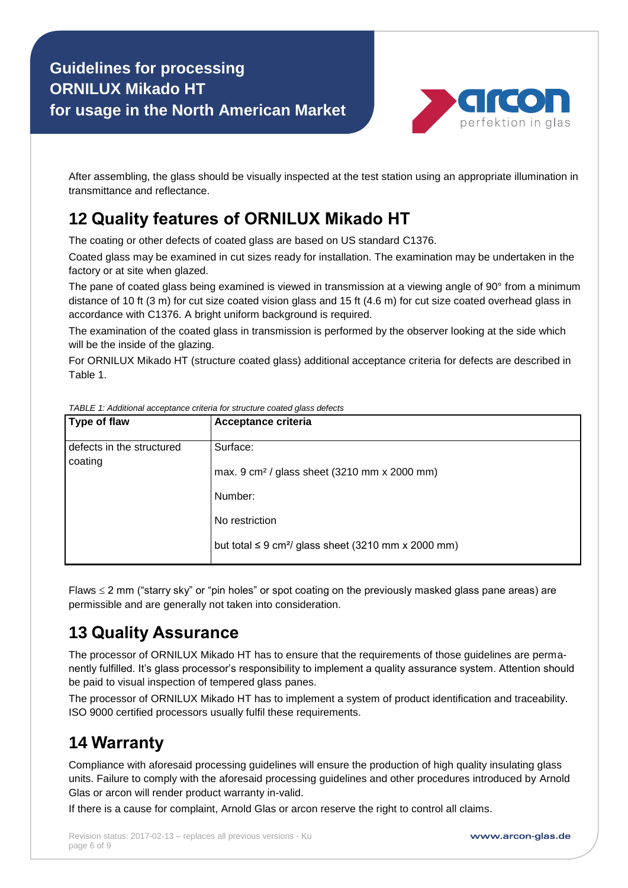After assembling, the glass should be visually inspected at the test station using an appropriate illumination in transmittance and reflectance.

## 12 Quality features of ORNILUX Mikado HT

The coating or other defects of coated glass are based on US standard C1376.

Coated glass may be examined in cut sizes ready for installation. The examination may be undertaken in the factory or at site when glazed.

The pane of coated glass being examined is viewed in transmission at a viewing angle of 90° from a minimum distance of 10 ft (3 m) for cut size coated vision glass and 15 ft (4.6 m) for cut size coated overhead glass in accordance with C1376. A bright uniform background is required.

The examination of the coated glass in transmission is performed by the observer looking at the side which will be the inside of the glazing.

For ORNILUX Mikado HT (structure coated glass) additional acceptance criteria for defects are described in Table 1.

*TABLE 1: Additional acceptance criteria for structure coated glass defects*

| Type of flaw | Acceptance criteria |
|---|---|
| defects in the structured coating | Surface:<br>max. 9 cm² / glass sheet (3210 mm x 2000 mm)<br>Number:<br>No restriction<br>but total ≤ 9 cm²/ glass sheet (3210 mm x 2000 mm) |

Flaws ≤ 2 mm ("starry sky" or "pin holes" or spot coating on the previously masked glass pane areas) are permissible and are generally not taken into consideration.

## 13 Quality Assurance

The processor of ORNILUX Mikado HT has to ensure that the requirements of those guidelines are permanently fulfilled. It's glass processor's responsibility to implement a quality assurance system. Attention should be paid to visual inspection of tempered glass panes.

The processor of ORNILUX Mikado HT has to implement a system of product identification and traceability. ISO 9000 certified processors usually fulfil these requirements.

## 14 Warranty

Compliance with aforesaid processing guidelines will ensure the production of high quality insulating glass units. Failure to comply with the aforesaid processing guidelines and other procedures introduced by Arnold Glas or arcon will render product warranty in-valid.

If there is a cause for complaint, Arnold Glas or arcon reserve the right to control all claims.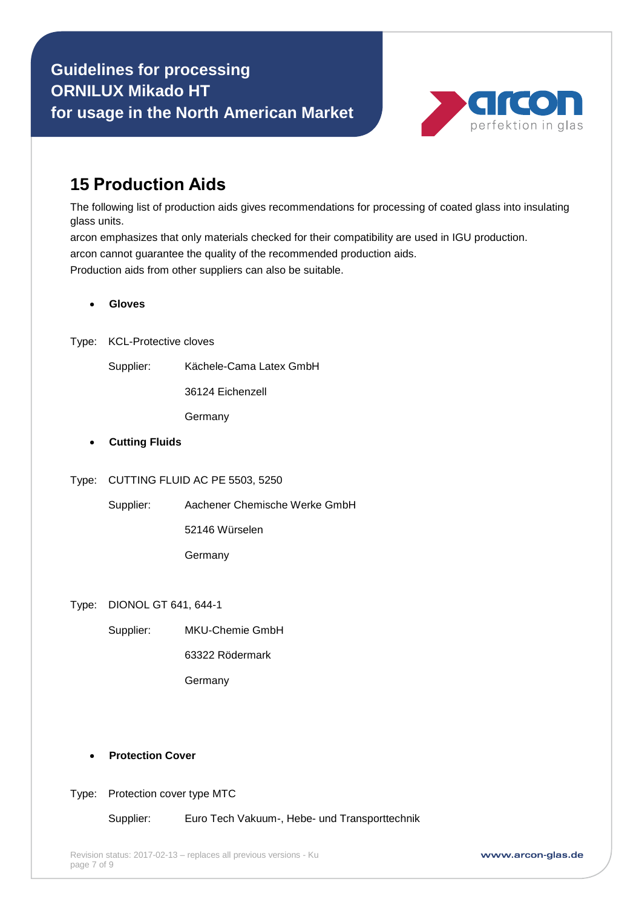## 15 Production Aids

The following list of production aids gives recommendations for processing of coated glass into insulating glass units.
arcon emphasizes that only materials checked for their compatibility are used in IGU production.
arcon cannot guarantee the quality of the recommended production aids.
Production aids from other suppliers can also be suitable.

- **Gloves**

Type: KCL-Protective cloves

Supplier: Kächele-Cama Latex GmbH
36124 Eichenzell
Germany

- **Cutting Fluids**

Type: CUTTING FLUID AC PE 5503, 5250

Supplier: Aachener Chemische Werke GmbH
52146 Würselen
Germany

Type: DIONOL GT 641, 644-1

Supplier: MKU-Chemie GmbH
63322 Rödermark
Germany

- **Protection Cover**

Type: Protection cover type MTC

Supplier: Euro Tech Vakuum-, Hebe- und Transporttechnik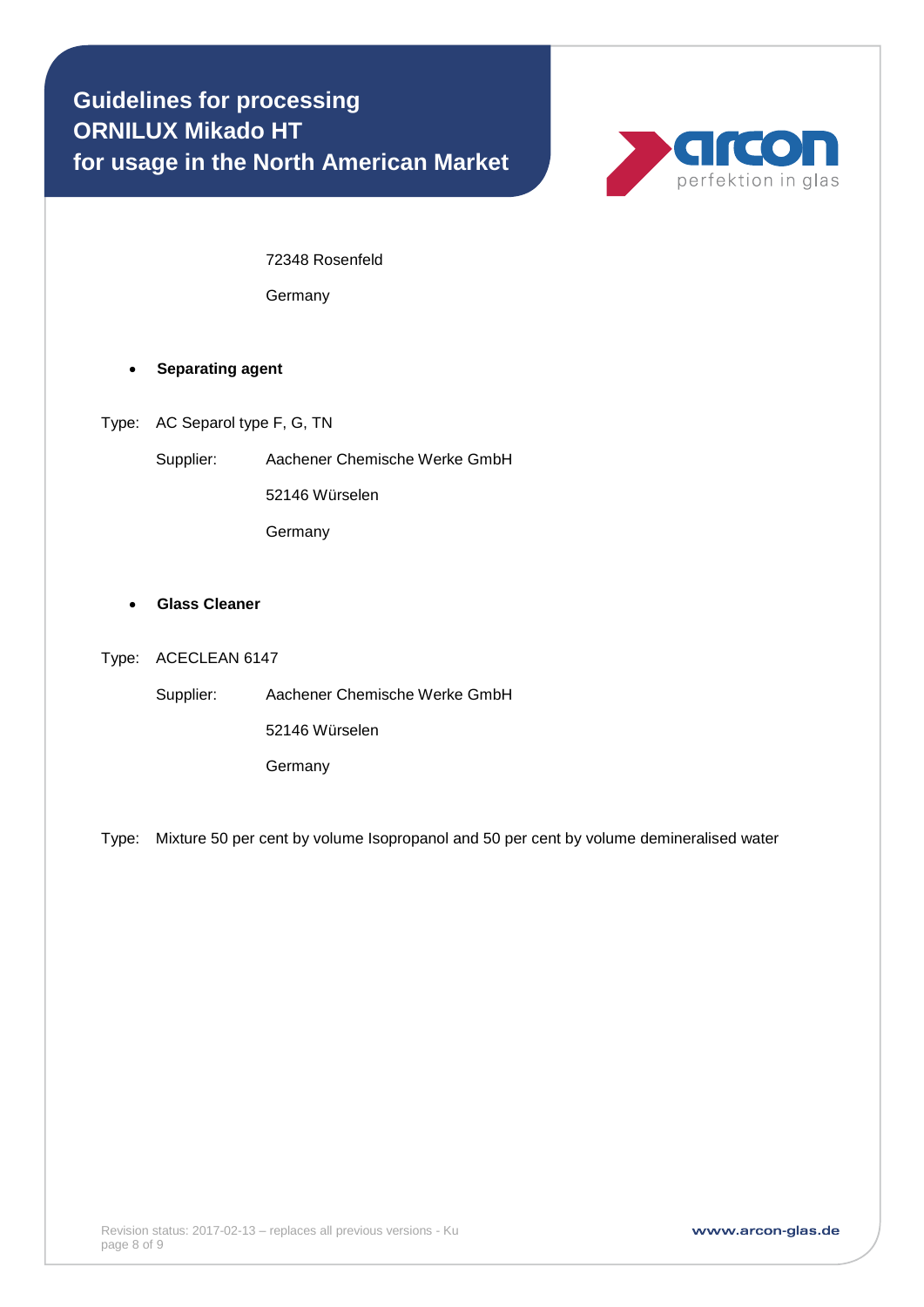72348 Rosenfeld

Germany

- **Separating agent**

Type: AC Separol type F, G, TN

Supplier: Aachener Chemische Werke GmbH

52146 Würselen

Germany

- **Glass Cleaner**

Type: ACECLEAN 6147

Supplier: Aachener Chemische Werke GmbH

52146 Würselen

Germany

Type: Mixture 50 per cent by volume Isopropanol and 50 per cent by volume demineralised water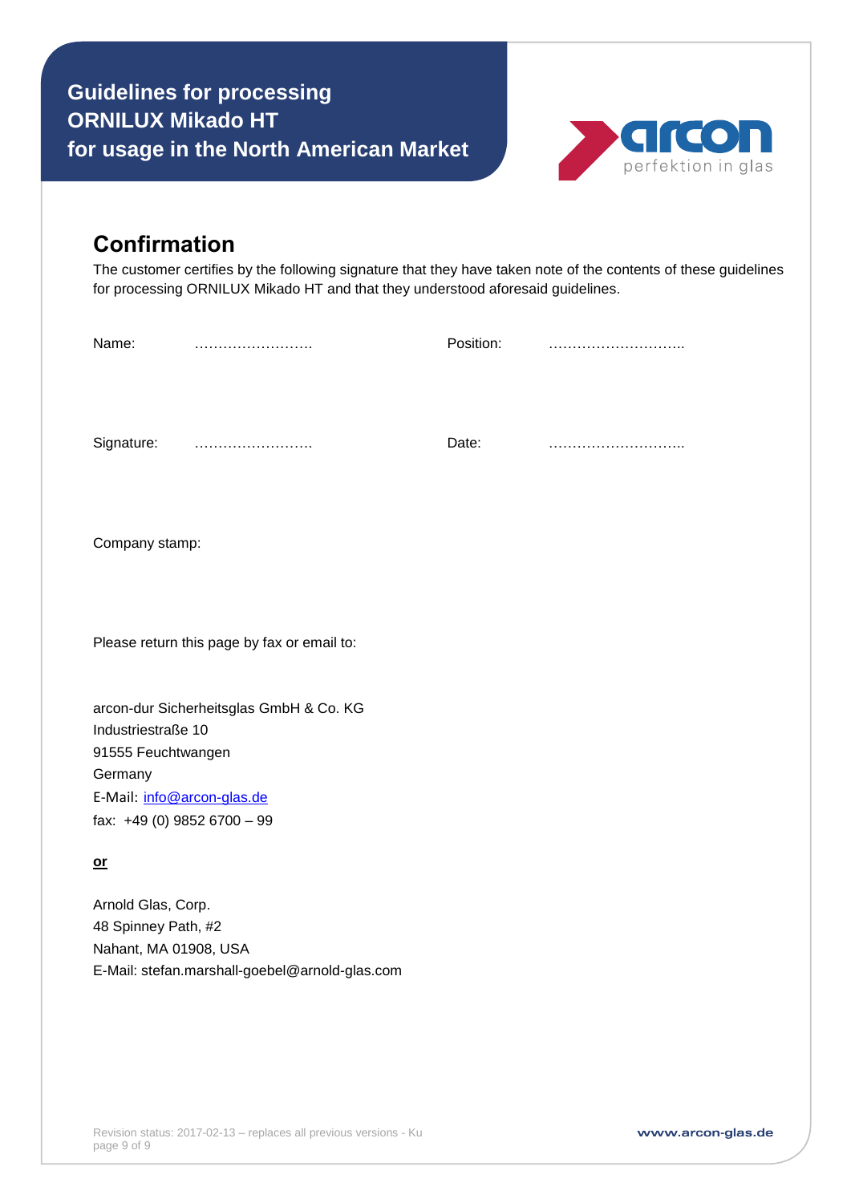## Confirmation

The customer certifies by the following signature that they have taken note of the contents of these guidelines for processing ORNILUX Mikado HT and that they understood aforesaid guidelines.

Name: ……………………. Position: ………………………..

Signature: ……………………. Date: ………………………..

Company stamp:

Please return this page by fax or email to:

arcon-dur Sicherheitsglas GmbH & Co. KG
Industriestraße 10
91555 Feuchtwangen
Germany
E-Mail: info@arcon-glas.de
fax: +49 (0) 9852 6700 – 99

**or**

Arnold Glas, Corp.
48 Spinney Path, #2
Nahant, MA 01908, USA
E-Mail: stefan.marshall-goebel@arnold-glas.com